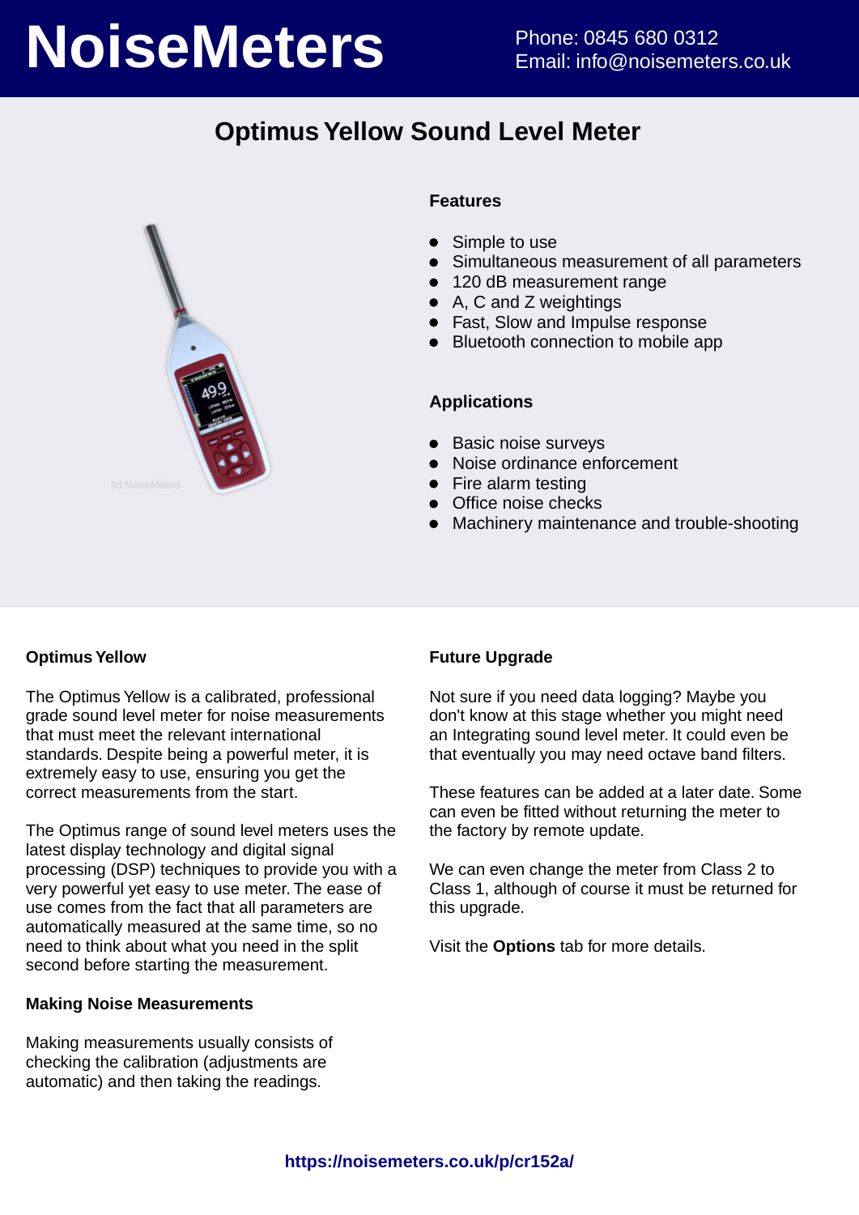# NoiseMeters

Phone: 0845 680 0312
Email: info@noisemeters.co.uk

## Optimus Yellow Sound Level Meter

### Features

- Simple to use
- Simultaneous measurement of all parameters
- 120 dB measurement range
- A, C and Z weightings
- Fast, Slow and Impulse response
- Bluetooth connection to mobile app

### Applications

- Basic noise surveys
- Noise ordinance enforcement
- Fire alarm testing
- Office noise checks
- Machinery maintenance and trouble-shooting

### Optimus Yellow

The Optimus Yellow is a calibrated, professional grade sound level meter for noise measurements that must meet the relevant international standards. Despite being a powerful meter, it is extremely easy to use, ensuring you get the correct measurements from the start.

The Optimus range of sound level meters uses the latest display technology and digital signal processing (DSP) techniques to provide you with a very powerful yet easy to use meter. The ease of use comes from the fact that all parameters are automatically measured at the same time, so no need to think about what you need in the split second before starting the measurement.

### Making Noise Measurements

Making measurements usually consists of checking the calibration (adjustments are automatic) and then taking the readings.

### Future Upgrade

Not sure if you need data logging? Maybe you don't know at this stage whether you might need an Integrating sound level meter. It could even be that eventually you may need octave band filters.

These features can be added at a later date. Some can even be fitted without returning the meter to the factory by remote update.

We can even change the meter from Class 2 to Class 1, although of course it must be returned for this upgrade.

Visit the **Options** tab for more details.

**https://noisemeters.co.uk/p/cr152a/**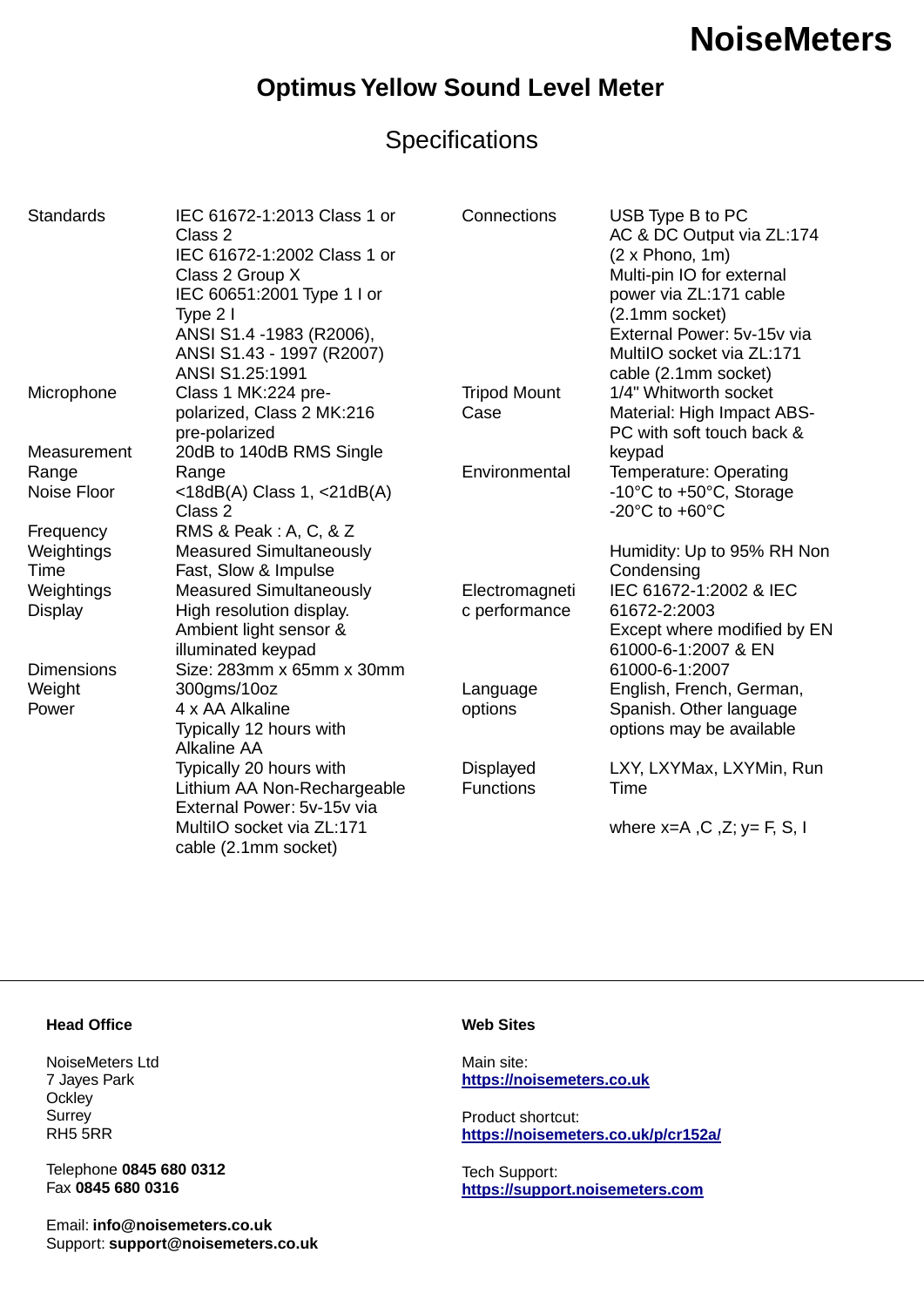# NoiseMeters

## Optimus Yellow Sound Level Meter

### Specifications

| | |
|---|---|
| Standards | IEC 61672-1:2013 Class 1 or Class 2<br>IEC 61672-1:2002 Class 1 or Class 2 Group X<br>IEC 60651:2001 Type 1 I or Type 2 I<br>ANSI S1.4 -1983 (R2006), ANSI S1.43 - 1997 (R2007)<br>ANSI S1.25:1991 |
| Microphone | Class 1 MK:224 pre-polarized, Class 2 MK:216 pre-polarized |
| Measurement Range | 20dB to 140dB RMS Single Range |
| Noise Floor | <18dB(A) Class 1, <21dB(A) Class 2 |
| Frequency Weightings | RMS & Peak : A, C, & Z Measured Simultaneously |
| Time Weightings | Fast, Slow & Impulse Measured Simultaneously |
| Display | High resolution display. Ambient light sensor & illuminated keypad |
| Dimensions | Size: 283mm x 65mm x 30mm |
| Weight | 300gms/10oz |
| Power | 4 x AA Alkaline<br>Typically 12 hours with Alkaline AA<br>Typically 20 hours with Lithium AA Non-Rechargeable<br>External Power: 5v-15v via MultiIO socket via ZL:171 cable (2.1mm socket) |
| Connections | USB Type B to PC<br>AC & DC Output via ZL:174 (2 x Phono, 1m)<br>Multi-pin IO for external power via ZL:171 cable (2.1mm socket)<br>External Power: 5v-15v via MultiIO socket via ZL:171 cable (2.1mm socket) |
| Tripod Mount | 1/4" Whitworth socket |
| Case | Material: High Impact ABS-PC with soft touch back & keypad |
| Environmental | Temperature: Operating -10°C to +50°C, Storage -20°C to +60°C<br><br>Humidity: Up to 95% RH Non Condensing |
| Electromagnetic performance | IEC 61672-1:2002 & IEC 61672-2:2003<br>Except where modified by EN 61000-6-1:2007 & EN 61000-6-1:2007 |
| Language options | English, French, German, Spanish. Other language options may be available |
| Displayed Functions | LXY, LXYMax, LXYMin, Run Time<br><br>where x=A ,C ,Z; y= F, S, I |

---

**Head Office**

NoiseMeters Ltd
7 Jayes Park
Ockley
Surrey
RH5 5RR

Telephone **0845 680 0312**
Fax **0845 680 0316**

Email: **info@noisemeters.co.uk**
Support: **support@noisemeters.co.uk**

**Web Sites**

Main site:
**https://noisemeters.co.uk**

Product shortcut:
**https://noisemeters.co.uk/p/cr152a/**

Tech Support:
**https://support.noisemeters.com**